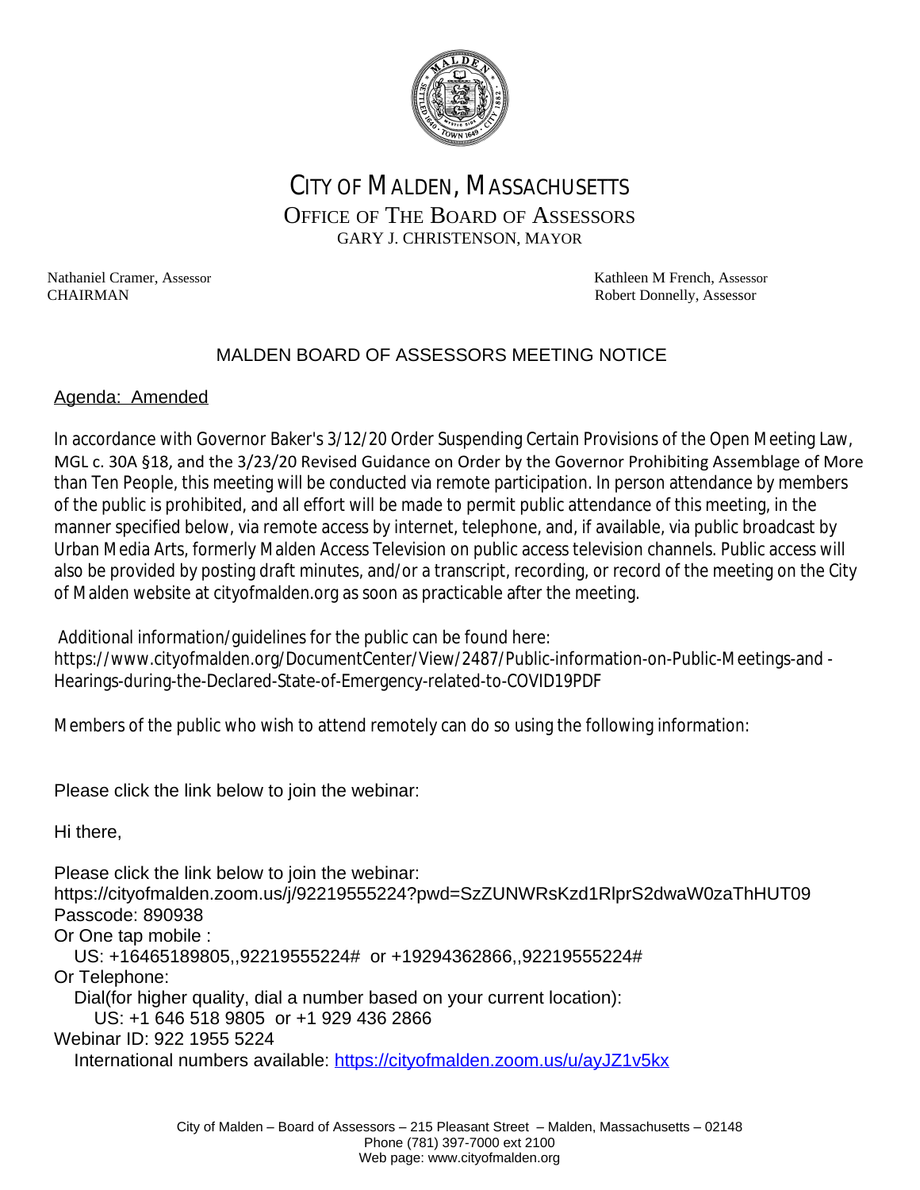# CITY OF MALDEN, MASSACHUSETTS

## OFFICE OF THE BOARD OF ASSESSORS

GARY J. CHRISTENSON, MAYOR

Nathaniel Cramer, Assessor
CHAIRMAN

Kathleen M French, Assessor
Robert Donnelly, Assessor

## MALDEN BOARD OF ASSESSORS MEETING NOTICE

Agenda: Amended

In accordance with Governor Baker's 3/12/20 Order Suspending Certain Provisions of the Open Meeting Law, MGL c. 30A §18, and the 3/23/20 Revised Guidance on Order by the Governor Prohibiting Assemblage of More than Ten People, this meeting will be conducted via remote participation. In person attendance by members of the public is prohibited, and all effort will be made to permit public attendance of this meeting, in the manner specified below, via remote access by internet, telephone, and, if available, via public broadcast by Urban Media Arts, formerly Malden Access Television on public access television channels. Public access will also be provided by posting draft minutes, and/or a transcript, recording, or record of the meeting on the City of Malden website at cityofmalden.org as soon as practicable after the meeting.

Additional information/guidelines for the public can be found here:
https://www.cityofmalden.org/DocumentCenter/View/2487/Public-information-on-Public-Meetings-and -Hearings-during-the-Declared-State-of-Emergency-related-to-COVID19PDF

Members of the public who wish to attend remotely can do so using the following information:

Please click the link below to join the webinar:

Hi there,

Please click the link below to join the webinar:
https://cityofmalden.zoom.us/j/92219555224?pwd=SzZUNWRsKzd1RlprS2dwaW0zaThHUT09
Passcode: 890938
Or One tap mobile :
US: +16465189805,,92219555224# or +19294362866,,92219555224#
Or Telephone:
Dial(for higher quality, dial a number based on your current location):
US: +1 646 518 9805 or +1 929 436 2866
Webinar ID: 922 1955 5224
International numbers available: https://cityofmalden.zoom.us/u/ayJZ1v5kx

City of Malden – Board of Assessors – 215 Pleasant Street – Malden, Massachusetts – 02148
Phone (781) 397-7000 ext 2100
Web page: www.cityofmalden.org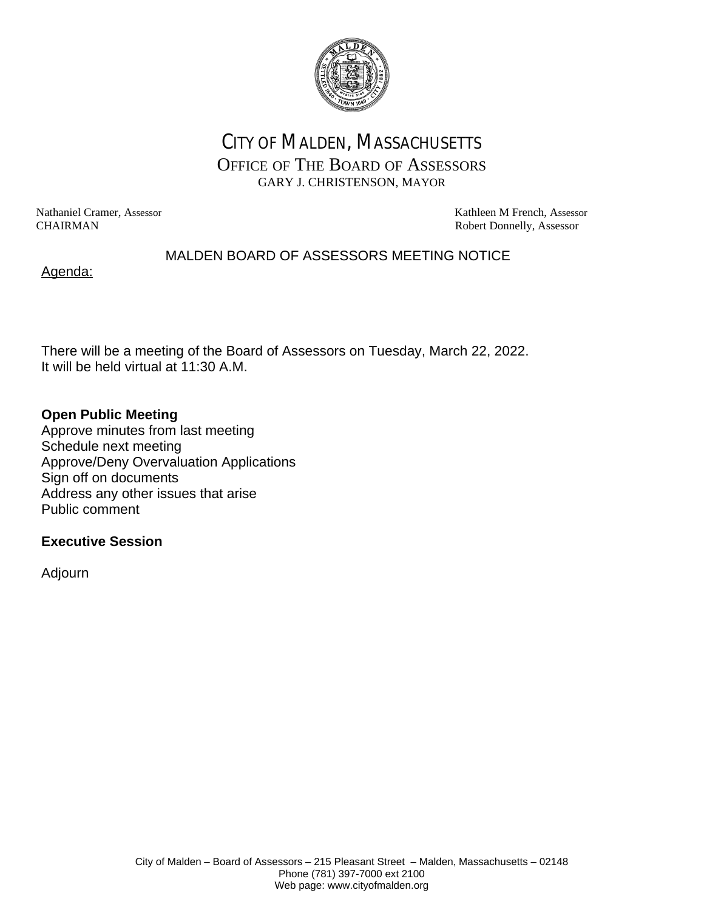# CITY OF MALDEN, MASSACHUSETTS

## OFFICE OF THE BOARD OF ASSESSORS

GARY J. CHRISTENSON, MAYOR

Nathaniel Cramer, Assessor
CHAIRMAN

Kathleen M French, Assessor
Robert Donnelly, Assessor

MALDEN BOARD OF ASSESSORS MEETING NOTICE

Agenda:

There will be a meeting of the Board of Assessors on Tuesday, March 22, 2022.
It will be held virtual at 11:30 A.M.

**Open Public Meeting**

Approve minutes from last meeting
Schedule next meeting
Approve/Deny Overvaluation Applications
Sign off on documents
Address any other issues that arise
Public comment

**Executive Session**

Adjourn

City of Malden – Board of Assessors – 215 Pleasant Street – Malden, Massachusetts – 02148
Phone (781) 397-7000 ext 2100
Web page: www.cityofmalden.org